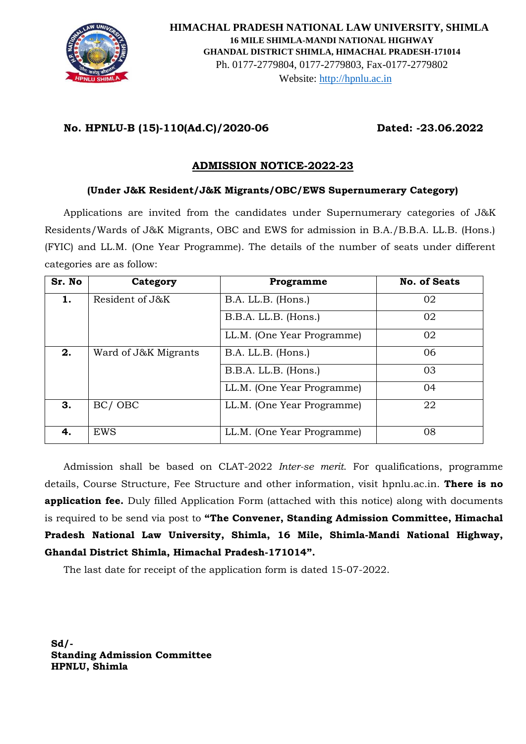**HIMACHAL PRADESH NATIONAL LAW UNIVERSITY, SHIMLA**
**16 MILE SHIMLA-MANDI NATIONAL HIGHWAY**
**GHANDAL DISTRICT SHIMLA, HIMACHAL PRADESH-171014**
Ph. 0177-2779804, 0177-2779803, Fax-0177-2779802
Website: http://hpnlu.ac.in

**No. HPNLU-B (15)-110(Ad.C)/2020-06** **Dated: -23.06.2022**

## ADMISSION NOTICE-2022-23

**(Under J&K Resident/J&K Migrants/OBC/EWS Supernumerary Category)**

Applications are invited from the candidates under Supernumerary categories of J&K Residents/Wards of J&K Migrants, OBC and EWS for admission in B.A./B.B.A. LL.B. (Hons.) (FYIC) and LL.M. (One Year Programme). The details of the number of seats under different categories are as follow:

| Sr. No | Category | Programme | No. of Seats |
|---|---|---|---|
| **1.** | Resident of J&K | B.A. LL.B. (Hons.) | 02 |
| | | B.B.A. LL.B. (Hons.) | 02 |
| | | LL.M. (One Year Programme) | 02 |
| **2.** | Ward of J&K Migrants | B.A. LL.B. (Hons.) | 06 |
| | | B.B.A. LL.B. (Hons.) | 03 |
| | | LL.M. (One Year Programme) | 04 |
| **3.** | BC/ OBC | LL.M. (One Year Programme) | 22 |
| **4.** | EWS | LL.M. (One Year Programme) | 08 |

Admission shall be based on CLAT-2022 *Inter-se merit*. For qualifications, programme details, Course Structure, Fee Structure and other information, visit hpnlu.ac.in. **There is no application fee.** Duly filled Application Form (attached with this notice) along with documents is required to be send via post to **"The Convener, Standing Admission Committee, Himachal Pradesh National Law University, Shimla, 16 Mile, Shimla-Mandi National Highway, Ghandal District Shimla, Himachal Pradesh-171014".**

The last date for receipt of the application form is dated 15-07-2022.

**Sd/-**
**Standing Admission Committee**
**HPNLU, Shimla**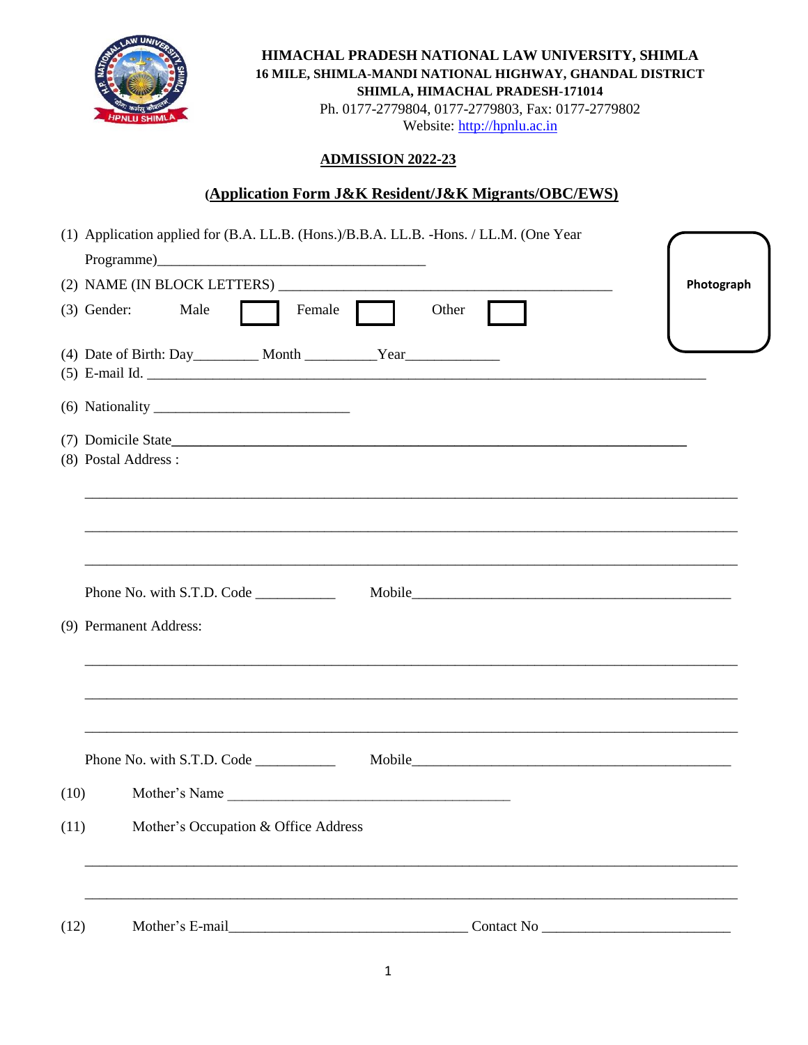**HIMACHAL PRADESH NATIONAL LAW UNIVERSITY, SHIMLA**
**16 MILE, SHIMLA-MANDI NATIONAL HIGHWAY, GHANDAL DISTRICT**
**SHIMLA, HIMACHAL PRADESH-171014**
Ph. 0177-2779804, 0177-2779803, Fax: 0177-2779802
Website: http://hpnlu.ac.in

## ADMISSION 2022-23

### (Application Form J&K Resident/J&K Migrants/OBC/EWS)

Photograph

(1) Application applied for (B.A. LL.B. (Hons.)/B.B.A. LL.B. -Hons. / LL.M. (One Year Programme)_____________________________________

(2) NAME (IN BLOCK LETTERS) _______________________________________________

(3) Gender: Male [ ] Female [ ] Other [ ]

(4) Date of Birth: Day_________ Month __________Year_____________

(5) E-mail Id. ________________________________________________________________________________

(6) Nationality ___________________________

(7) Domicile State_______________________________________________________________________

(8) Postal Address :

_______________________________________________________________________________________

_______________________________________________________________________________________

_______________________________________________________________________________________

Phone No. with S.T.D. Code ___________ Mobile_____________________________________________

(9) Permanent Address:

_______________________________________________________________________________________

_______________________________________________________________________________________

_______________________________________________________________________________________

Phone No. with S.T.D. Code ___________ Mobile_____________________________________________

(10) Mother's Name _______________________________________

(11) Mother's Occupation & Office Address

_______________________________________________________________________________________

_______________________________________________________________________________________

(12) Mother's E-mail________________________________ Contact No __________________________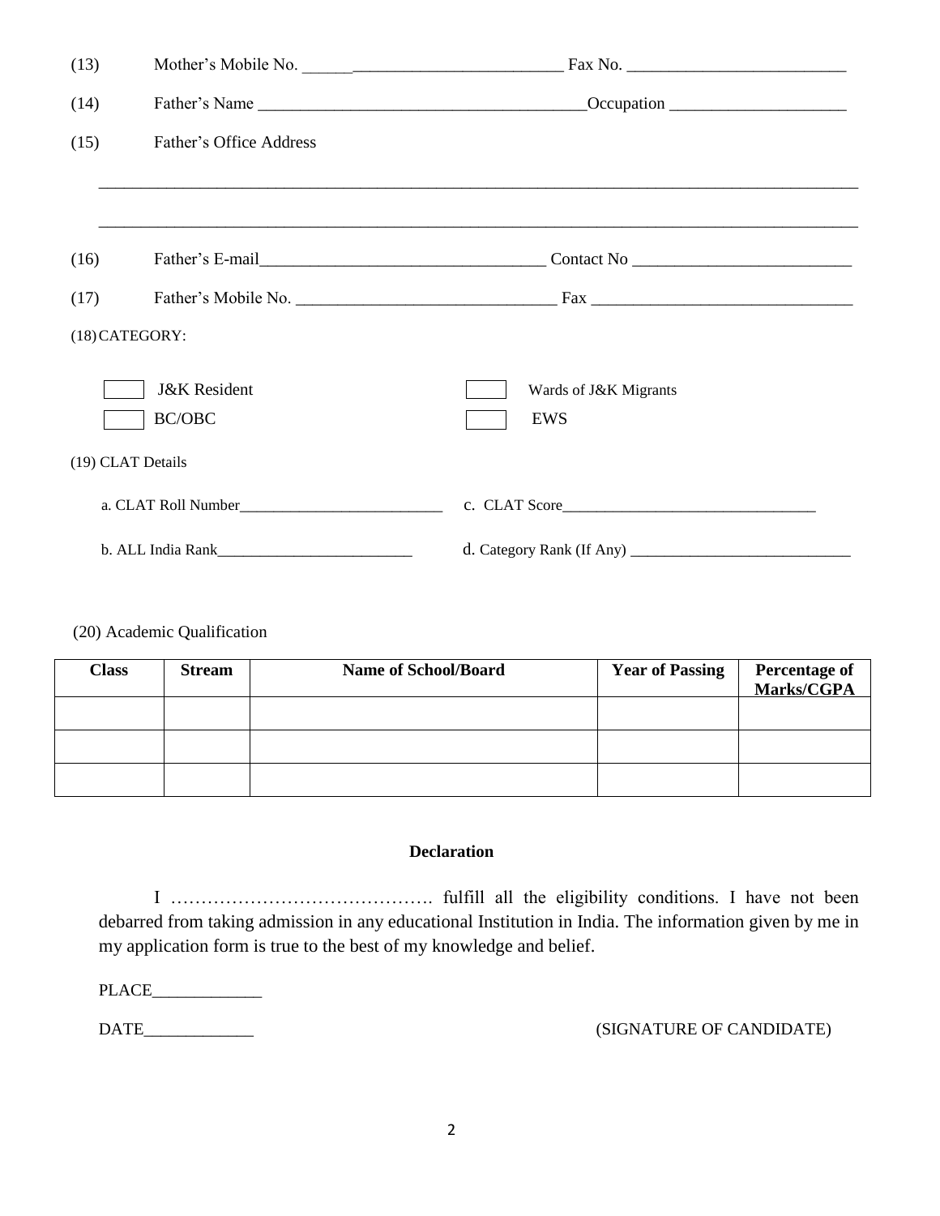(13) Mother's Mobile No. ________________________________ Fax No. __________________________

(14) Father's Name ______________________________________Occupation _____________________

(15) Father's Office Address

_____________________________________________________________________________________________

_____________________________________________________________________________________________

(16) Father's E-mail__________________________________ Contact No __________________________

(17) Father's Mobile No. _______________________________ Fax _______________________________

(18) CATEGORY:

☐ J&K Resident ☐ Wards of J&K Migrants

☐ BC/OBC ☐ EWS

(19) CLAT Details

a. CLAT Roll Number__________________________ c. CLAT Score_________________________________

b. ALL India Rank_________________________ d. Category Rank (If Any) ____________________________

(20) Academic Qualification

| Class | Stream | Name of School/Board | Year of Passing | Percentage of Marks/CGPA |
|---|---|---|---|---|
| | | | | |
| | | | | |
| | | | | |

**Declaration**

I ……………………………………. fulfill all the eligibility conditions. I have not been debarred from taking admission in any educational Institution in India. The information given by me in my application form is true to the best of my knowledge and belief.

PLACE_____________

DATE_____________ (SIGNATURE OF CANDIDATE)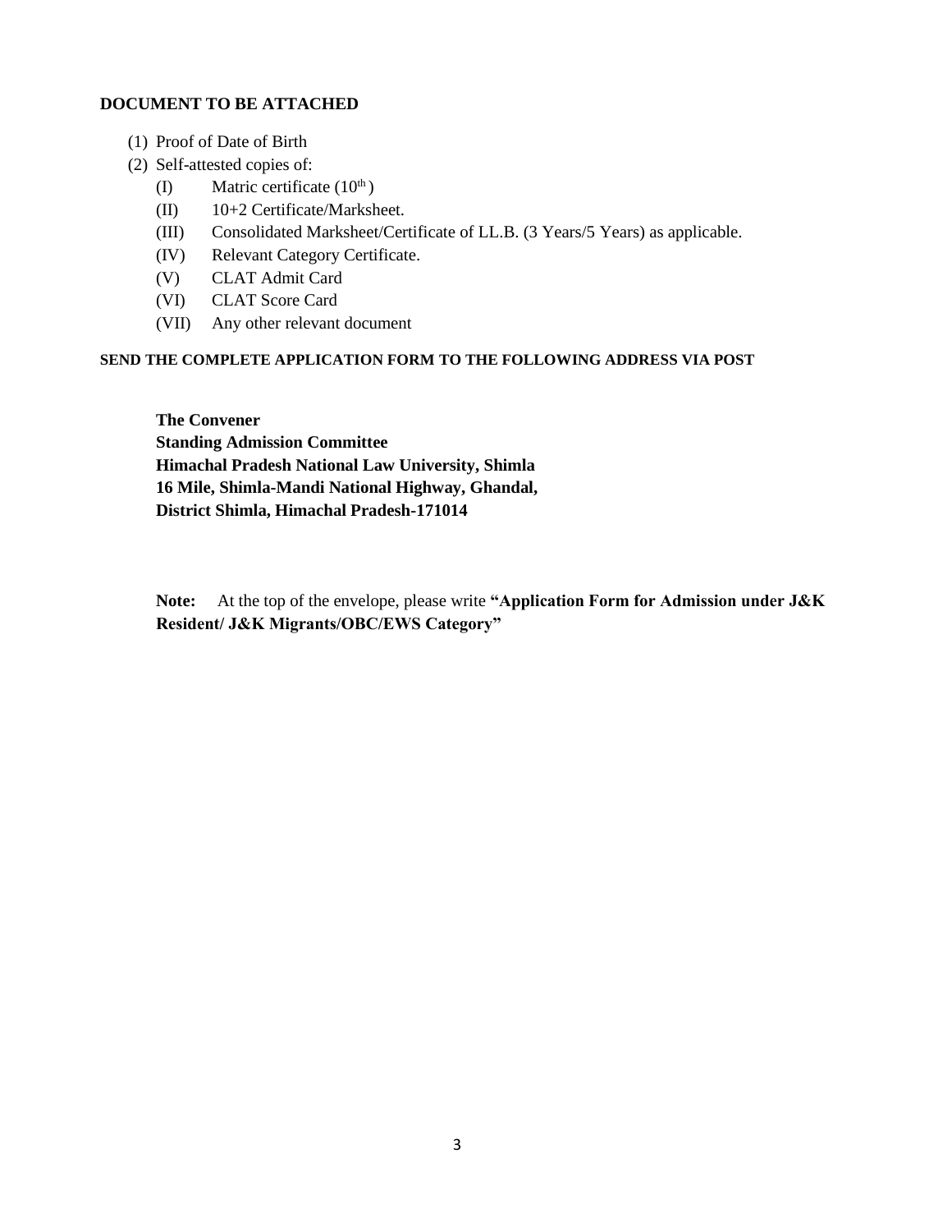**DOCUMENT TO BE ATTACHED**

(1) Proof of Date of Birth

(2) Self-attested copies of:

  (I) Matric certificate (10th)

  (II) 10+2 Certificate/Marksheet.

  (III) Consolidated Marksheet/Certificate of LL.B. (3 Years/5 Years) as applicable.

  (IV) Relevant Category Certificate.

  (V) CLAT Admit Card

  (VI) CLAT Score Card

  (VII) Any other relevant document

**SEND THE COMPLETE APPLICATION FORM TO THE FOLLOWING ADDRESS VIA POST**

**The Convener**
**Standing Admission Committee**
**Himachal Pradesh National Law University, Shimla**
**16 Mile, Shimla-Mandi National Highway, Ghandal,**
**District Shimla, Himachal Pradesh-171014**

**Note:** At the top of the envelope, please write **"Application Form for Admission under J&K Resident/ J&K Migrants/OBC/EWS Category"**